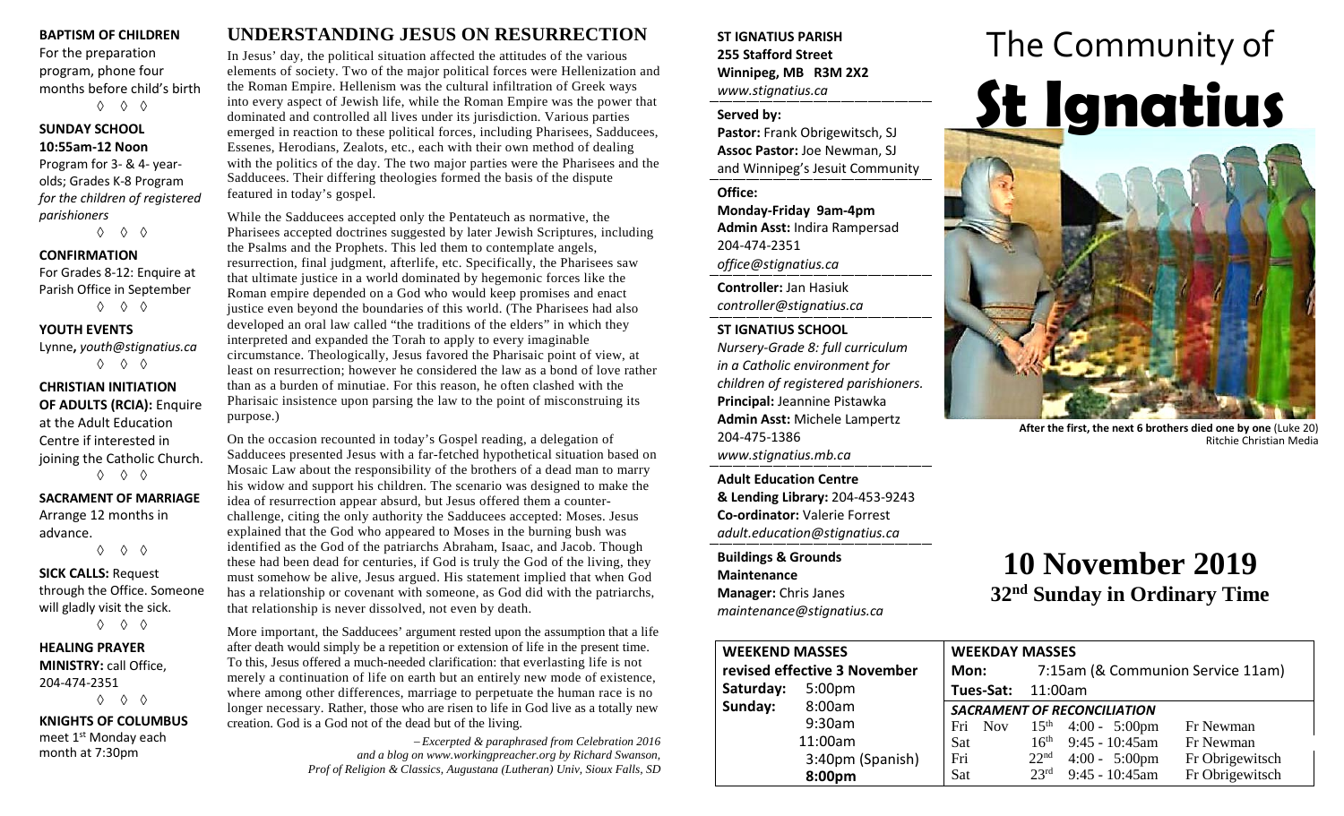**BAPTISM OF CHILDREN**
For the preparation program, phone four months before child's birth

◊ ◊ ◊

**SUNDAY SCHOOL**
**10:55am-12 Noon**
Program for 3- & 4- year-olds; Grades K-8 Program *for the children of registered parishioners*

◊ ◊ ◊

**CONFIRMATION**
For Grades 8-12: Enquire at Parish Office in September

◊ ◊ ◊

**YOUTH EVENTS**
Lynne**,** *youth@stignatius.ca*

◊ ◊ ◊

**CHRISTIAN INITIATION OF ADULTS (RCIA):** Enquire at the Adult Education Centre if interested in joining the Catholic Church.

◊ ◊ ◊

**SACRAMENT OF MARRIAGE**
Arrange 12 months in advance.

◊ ◊ ◊

**SICK CALLS:** Request through the Office. Someone will gladly visit the sick.

◊ ◊ ◊

**HEALING PRAYER MINISTRY:** call Office, 204-474-2351

◊ ◊ ◊

**KNIGHTS OF COLUMBUS**
meet 1st Monday each month at 7:30pm

## UNDERSTANDING JESUS ON RESURRECTION

In Jesus' day, the political situation affected the attitudes of the various elements of society. Two of the major political forces were Hellenization and the Roman Empire. Hellenism was the cultural infiltration of Greek ways into every aspect of Jewish life, while the Roman Empire was the power that dominated and controlled all lives under its jurisdiction. Various parties emerged in reaction to these political forces, including Pharisees, Sadducees, Essenes, Herodians, Zealots, etc., each with their own method of dealing with the politics of the day. The two major parties were the Pharisees and the Sadducees. Their differing theologies formed the basis of the dispute featured in today's gospel.

While the Sadducees accepted only the Pentateuch as normative, the Pharisees accepted doctrines suggested by later Jewish Scriptures, including the Psalms and the Prophets. This led them to contemplate angels, resurrection, final judgment, afterlife, etc. Specifically, the Pharisees saw that ultimate justice in a world dominated by hegemonic forces like the Roman empire depended on a God who would keep promises and enact justice even beyond the boundaries of this world. (The Pharisees had also developed an oral law called "the traditions of the elders" in which they interpreted and expanded the Torah to apply to every imaginable circumstance. Theologically, Jesus favored the Pharisaic point of view, at least on resurrection; however he considered the law as a bond of love rather than as a burden of minutiae. For this reason, he often clashed with the Pharisaic insistence upon parsing the law to the point of misconstruing its purpose.)

On the occasion recounted in today's Gospel reading, a delegation of Sadducees presented Jesus with a far-fetched hypothetical situation based on Mosaic Law about the responsibility of the brothers of a dead man to marry his widow and support his children. The scenario was designed to make the idea of resurrection appear absurd, but Jesus offered them a counter-challenge, citing the only authority the Sadducees accepted: Moses. Jesus explained that the God who appeared to Moses in the burning bush was identified as the God of the patriarchs Abraham, Isaac, and Jacob. Though these had been dead for centuries, if God is truly the God of the living, they must somehow be alive, Jesus argued. His statement implied that when God has a relationship or covenant with someone, as God did with the patriarchs, that relationship is never dissolved, not even by death.

More important, the Sadducees' argument rested upon the assumption that a life after death would simply be a repetition or extension of life in the present time. To this, Jesus offered a much-needed clarification: that everlasting life is not merely a continuation of life on earth but an entirely new mode of existence, where among other differences, marriage to perpetuate the human race is no longer necessary. Rather, those who are risen to life in God live as a totally new creation. God is a God not of the dead but of the living.

*– Excerpted & paraphrased from Celebration 2016 and a blog on www.workingpreacher.org by Richard Swanson, Prof of Religion & Classics, Augustana (Lutheran) Univ, Sioux Falls, SD*

**ST IGNATIUS PARISH**
**255 Stafford Street**
**Winnipeg, MB R3M 2X2**
*www.stignatius.ca*

**Served by:**
**Pastor:** Frank Obrigewitsch, SJ
**Assoc Pastor:** Joe Newman, SJ
and Winnipeg's Jesuit Community

**Office:**
**Monday-Friday 9am-4pm**
**Admin Asst:** Indira Rampersad
204-474-2351
*office@stignatius.ca*

**Controller:** Jan Hasiuk
*controller@stignatius.ca*

**ST IGNATIUS SCHOOL**
*Nursery-Grade 8: full curriculum in a Catholic environment for children of registered parishioners.*
**Principal:** Jeannine Pistawka
**Admin Asst:** Michele Lampertz
204-475-1386
*www.stignatius.mb.ca*

**Adult Education Centre & Lending Library:** 204-453-9243
**Co-ordinator:** Valerie Forrest
*adult.education@stignatius.ca*

**Buildings & Grounds Maintenance**
**Manager:** Chris Janes
*maintenance@stignatius.ca*

# The Community of St Ignatius

**After the first, the next 6 brothers died one by one** (Luke 20)
Ritchie Christian Media

# 10 November 2019

## 32nd Sunday in Ordinary Time

| **WEEKEND MASSES** | |
|---|---|
| **revised effective 3 November** | |
| **Saturday:** | 5:00pm |
| **Sunday:** | 8:00am |
| | 9:30am |
| | 11:00am |
| | 3:40pm (Spanish) |
| | **8:00pm** |

| **WEEKDAY MASSES** | | | |
|---|---|---|---|
| **Mon:** | 7:15am (& Communion Service 11am) | | |
| **Tues-Sat:** | 11:00am | | |
| ***SACRAMENT OF RECONCILIATION*** | | | |
| Fri Nov | 15th | 4:00 - 5:00pm | Fr Newman |
| Sat | 16th | 9:45 - 10:45am | Fr Newman |
| Fri | 22nd | 4:00 - 5:00pm | Fr Obrigewitsch |
| Sat | 23rd | 9:45 - 10:45am | Fr Obrigewitsch |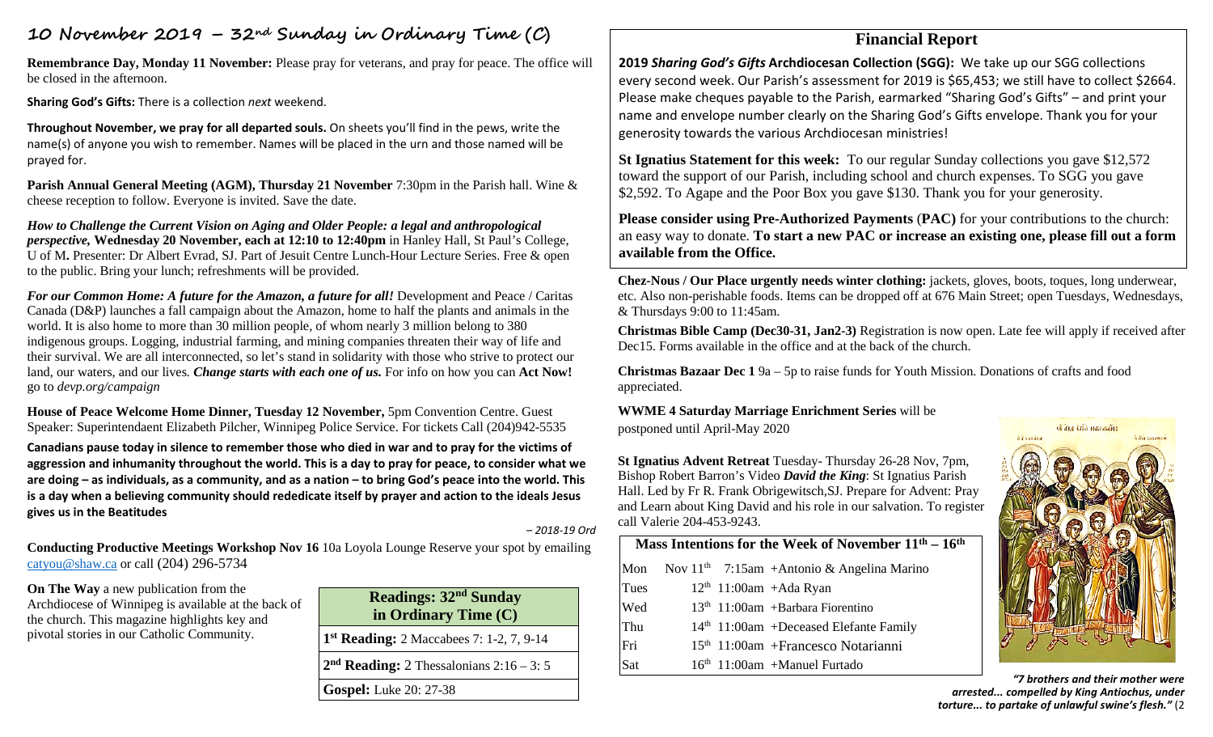# 10 November 2019 – 32nd Sunday in Ordinary Time (C)

**Remembrance Day, Monday 11 November:** Please pray for veterans, and pray for peace. The office will be closed in the afternoon.

**Sharing God's Gifts:** There is a collection *next* weekend.

**Throughout November, we pray for all departed souls.** On sheets you'll find in the pews, write the name(s) of anyone you wish to remember. Names will be placed in the urn and those named will be prayed for.

**Parish Annual General Meeting (AGM), Thursday 21 November** 7:30pm in the Parish hall. Wine & cheese reception to follow. Everyone is invited. Save the date.

***How to Challenge the Current Vision on Aging and Older People: a legal and anthropological perspective*, Wednesday 20 November, each at 12:10 to 12:40pm** in Hanley Hall, St Paul's College, U of M**.** Presenter: Dr Albert Evrad, SJ. Part of Jesuit Centre Lunch-Hour Lecture Series. Free & open to the public. Bring your lunch; refreshments will be provided.

***For our Common Home: A future for the Amazon, a future for all!*** Development and Peace / Caritas Canada (D&P) launches a fall campaign about the Amazon, home to half the plants and animals in the world. It is also home to more than 30 million people, of whom nearly 3 million belong to 380 indigenous groups. Logging, industrial farming, and mining companies threaten their way of life and their survival. We are all interconnected, so let's stand in solidarity with those who strive to protect our land, our waters, and our lives. ***Change starts with each one of us.*** For info on how you can **Act Now!** go to *devp.org/campaign*

**House of Peace Welcome Home Dinner, Tuesday 12 November,** 5pm Convention Centre. Guest Speaker: Superintendaent Elizabeth Pilcher, Winnipeg Police Service. For tickets Call (204)942-5535

**Canadians pause today in silence to remember those who died in war and to pray for the victims of aggression and inhumanity throughout the world. This is a day to pray for peace, to consider what we are doing – as individuals, as a community, and as a nation – to bring God's peace into the world. This is a day when a believing community should rededicate itself by prayer and action to the ideals Jesus gives us in the Beatitudes**

*– 2018-19 Ord*

**Conducting Productive Meetings Workshop Nov 16** 10a Loyola Lounge Reserve your spot by emailing catyou@shaw.ca or call (204) 296-5734

**On The Way** a new publication from the Archdiocese of Winnipeg is available at the back of the church. This magazine highlights key and pivotal stories in our Catholic Community.

| **Readings: 32nd Sunday in Ordinary Time (C)** |
|---|
| **1st Reading:** 2 Maccabees 7: 1-2, 7, 9-14 |
| **2nd Reading:** 2 Thessalonians 2:16 – 3: 5 |
| **Gospel:** Luke 20: 27-38 |

## Financial Report

**2019 *Sharing God's Gifts* Archdiocesan Collection (SGG):** We take up our SGG collections every second week. Our Parish's assessment for 2019 is $65,453; we still have to collect $2664. Please make cheques payable to the Parish, earmarked "Sharing God's Gifts" – and print your name and envelope number clearly on the Sharing God's Gifts envelope. Thank you for your generosity towards the various Archdiocesan ministries!

**St Ignatius Statement for this week:** To our regular Sunday collections you gave $12,572 toward the support of our Parish, including school and church expenses. To SGG you gave $2,592. To Agape and the Poor Box you gave $130. Thank you for your generosity.

**Please consider using Pre-Authorized Payments** (**PAC)** for your contributions to the church: an easy way to donate. **To start a new PAC or increase an existing one, please fill out a form available from the Office.**

**Chez-Nous / Our Place urgently needs winter clothing:** jackets, gloves, boots, toques, long underwear, etc. Also non-perishable foods. Items can be dropped off at 676 Main Street; open Tuesdays, Wednesdays, & Thursdays 9:00 to 11:45am.

**Christmas Bible Camp (Dec30-31, Jan2-3)** Registration is now open. Late fee will apply if received after Dec15. Forms available in the office and at the back of the church.

**Christmas Bazaar Dec 1** 9a – 5p to raise funds for Youth Mission. Donations of crafts and food appreciated.

**WWME 4 Saturday Marriage Enrichment Series** will be postponed until April-May 2020

**St Ignatius Advent Retreat** Tuesday- Thursday 26-28 Nov, 7pm, Bishop Robert Barron's Video ***David the King***: St Ignatius Parish Hall. Led by Fr R. Frank Obrigewitsch,SJ. Prepare for Advent: Pray and Learn about King David and his role in our salvation. To register call Valerie 204-453-9243.

| **Mass Intentions for the Week of November 11th – 16th** | | | |
|---|---|---|---|
| Mon | Nov 11th | 7:15am | +Antonio & Angelina Marino |
| Tues | 12th | 11:00am | +Ada Ryan |
| Wed | 13th | 11:00am | +Barbara Fiorentino |
| Thu | 14th | 11:00am | +Deceased Elefante Family |
| Fri | 15th | 11:00am | +Francesco Notarianni |
| Sat | 16th | 11:00am | +Manuel Furtado |

***"7 brothers and their mother were arrested... compelled by King Antiochus, under torture... to partake of unlawful swine's flesh."*** (2